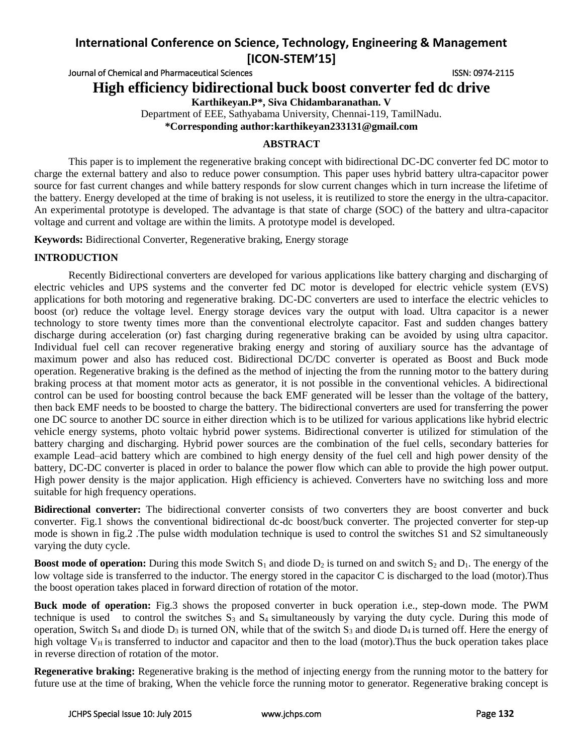# High efficiency bidirectional buck boost converter fed dc drive

**Karthikeyan.P\*, Siva Chidambaranathan. V**

Department of EEE, Sathyabama University, Chennai-119, TamilNadu.

**\*Corresponding author:karthikeyan233131@gmail.com**

## ABSTRACT

This paper is to implement the regenerative braking concept with bidirectional DC-DC converter fed DC motor to charge the external battery and also to reduce power consumption. This paper uses hybrid battery ultra-capacitor power source for fast current changes and while battery responds for slow current changes which in turn increase the lifetime of the battery. Energy developed at the time of braking is not useless, it is reutilized to store the energy in the ultra-capacitor. An experimental prototype is developed. The advantage is that state of charge (SOC) of the battery and ultra-capacitor voltage and current and voltage are within the limits. A prototype model is developed.

**Keywords:** Bidirectional Converter, Regenerative braking, Energy storage

## INTRODUCTION

Recently Bidirectional converters are developed for various applications like battery charging and discharging of electric vehicles and UPS systems and the converter fed DC motor is developed for electric vehicle system (EVS) applications for both motoring and regenerative braking. DC-DC converters are used to interface the electric vehicles to boost (or) reduce the voltage level. Energy storage devices vary the output with load. Ultra capacitor is a newer technology to store twenty times more than the conventional electrolyte capacitor. Fast and sudden changes battery discharge during acceleration (or) fast charging during regenerative braking can be avoided by using ultra capacitor. Individual fuel cell can recover regenerative braking energy and storing of auxiliary source has the advantage of maximum power and also has reduced cost. Bidirectional DC/DC converter is operated as Boost and Buck mode operation. Regenerative braking is the defined as the method of injecting the from the running motor to the battery during braking process at that moment motor acts as generator, it is not possible in the conventional vehicles. A bidirectional control can be used for boosting control because the back EMF generated will be lesser than the voltage of the battery, then back EMF needs to be boosted to charge the battery. The bidirectional converters are used for transferring the power one DC source to another DC source in either direction which is to be utilized for various applications like hybrid electric vehicle energy systems, photo voltaic hybrid power systems. Bidirectional converter is utilized for stimulation of the battery charging and discharging. Hybrid power sources are the combination of the fuel cells, secondary batteries for example Lead–acid battery which are combined to high energy density of the fuel cell and high power density of the battery, DC-DC converter is placed in order to balance the power flow which can able to provide the high power output. High power density is the major application. High efficiency is achieved. Converters have no switching loss and more suitable for high frequency operations.

**Bidirectional converter:** The bidirectional converter consists of two converters they are boost converter and buck converter. Fig.1 shows the conventional bidirectional dc-dc boost/buck converter. The projected converter for step-up mode is shown in fig.2 .The pulse width modulation technique is used to control the switches S1 and S2 simultaneously varying the duty cycle.

**Boost mode of operation:** During this mode Switch $S_1$ and diode $D_2$ is turned on and switch $S_2$ and $D_1$. The energy of the low voltage side is transferred to the inductor. The energy stored in the capacitor C is discharged to the load (motor).Thus the boost operation takes placed in forward direction of rotation of the motor.

**Buck mode of operation:** Fig.3 shows the proposed converter in buck operation i.e., step-down mode. The PWM technique is used to control the switches $S_3$ and $S_4$ simultaneously by varying the duty cycle. During this mode of operation, Switch $S_4$ and diode $D_3$ is turned ON, while that of the switch $S_3$ and diode $D_4$ is turned off. Here the energy of high voltage $V_H$ is transferred to inductor and capacitor and then to the load (motor).Thus the buck operation takes place in reverse direction of rotation of the motor.

**Regenerative braking:** Regenerative braking is the method of injecting energy from the running motor to the battery for future use at the time of braking, When the vehicle force the running motor to generator. Regenerative braking concept is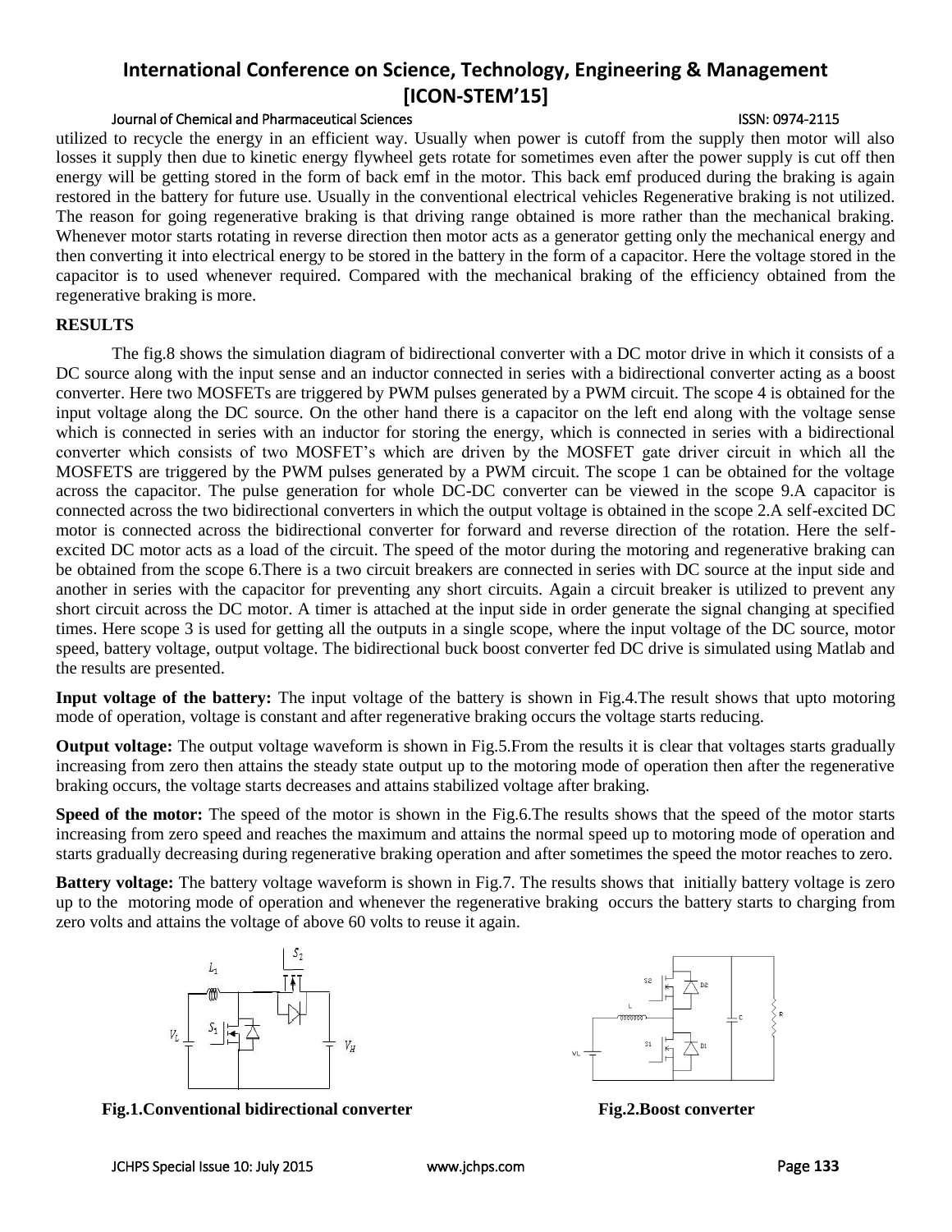utilized to recycle the energy in an efficient way. Usually when power is cutoff from the supply then motor will also losses it supply then due to kinetic energy flywheel gets rotate for sometimes even after the power supply is cut off then energy will be getting stored in the form of back emf in the motor. This back emf produced during the braking is again restored in the battery for future use. Usually in the conventional electrical vehicles Regenerative braking is not utilized. The reason for going regenerative braking is that driving range obtained is more rather than the mechanical braking. Whenever motor starts rotating in reverse direction then motor acts as a generator getting only the mechanical energy and then converting it into electrical energy to be stored in the battery in the form of a capacitor. Here the voltage stored in the capacitor is to used whenever required. Compared with the mechanical braking of the efficiency obtained from the regenerative braking is more.

**RESULTS**

The fig.8 shows the simulation diagram of bidirectional converter with a DC motor drive in which it consists of a DC source along with the input sense and an inductor connected in series with a bidirectional converter acting as a boost converter. Here two MOSFETs are triggered by PWM pulses generated by a PWM circuit. The scope 4 is obtained for the input voltage along the DC source. On the other hand there is a capacitor on the left end along with the voltage sense which is connected in series with an inductor for storing the energy, which is connected in series with a bidirectional converter which consists of two MOSFET's which are driven by the MOSFET gate driver circuit in which all the MOSFETS are triggered by the PWM pulses generated by a PWM circuit. The scope 1 can be obtained for the voltage across the capacitor. The pulse generation for whole DC-DC converter can be viewed in the scope 9.A capacitor is connected across the two bidirectional converters in which the output voltage is obtained in the scope 2.A self-excited DC motor is connected across the bidirectional converter for forward and reverse direction of the rotation. Here the self-excited DC motor acts as a load of the circuit. The speed of the motor during the motoring and regenerative braking can be obtained from the scope 6.There is a two circuit breakers are connected in series with DC source at the input side and another in series with the capacitor for preventing any short circuits. Again a circuit breaker is utilized to prevent any short circuit across the DC motor. A timer is attached at the input side in order generate the signal changing at specified times. Here scope 3 is used for getting all the outputs in a single scope, where the input voltage of the DC source, motor speed, battery voltage, output voltage. The bidirectional buck boost converter fed DC drive is simulated using Matlab and the results are presented.

**Input voltage of the battery:** The input voltage of the battery is shown in Fig.4.The result shows that upto motoring mode of operation, voltage is constant and after regenerative braking occurs the voltage starts reducing.

**Output voltage:** The output voltage waveform is shown in Fig.5.From the results it is clear that voltages starts gradually increasing from zero then attains the steady state output up to the motoring mode of operation then after the regenerative braking occurs, the voltage starts decreases and attains stabilized voltage after braking.

**Speed of the motor:** The speed of the motor is shown in the Fig.6.The results shows that the speed of the motor starts increasing from zero speed and reaches the maximum and attains the normal speed up to motoring mode of operation and starts gradually decreasing during regenerative braking operation and after sometimes the speed the motor reaches to zero.

**Battery voltage:** The battery voltage waveform is shown in Fig.7. The results shows that initially battery voltage is zero up to the motoring mode of operation and whenever the regenerative braking occurs the battery starts to charging from zero volts and attains the voltage of above 60 volts to reuse it again.

$L_1$ $S_2$ $S_1$ $V_L$ $V_H$

**Fig.1.Conventional bidirectional converter**

S2 D2 L S1 D1 VL C R

**Fig.2.Boost converter**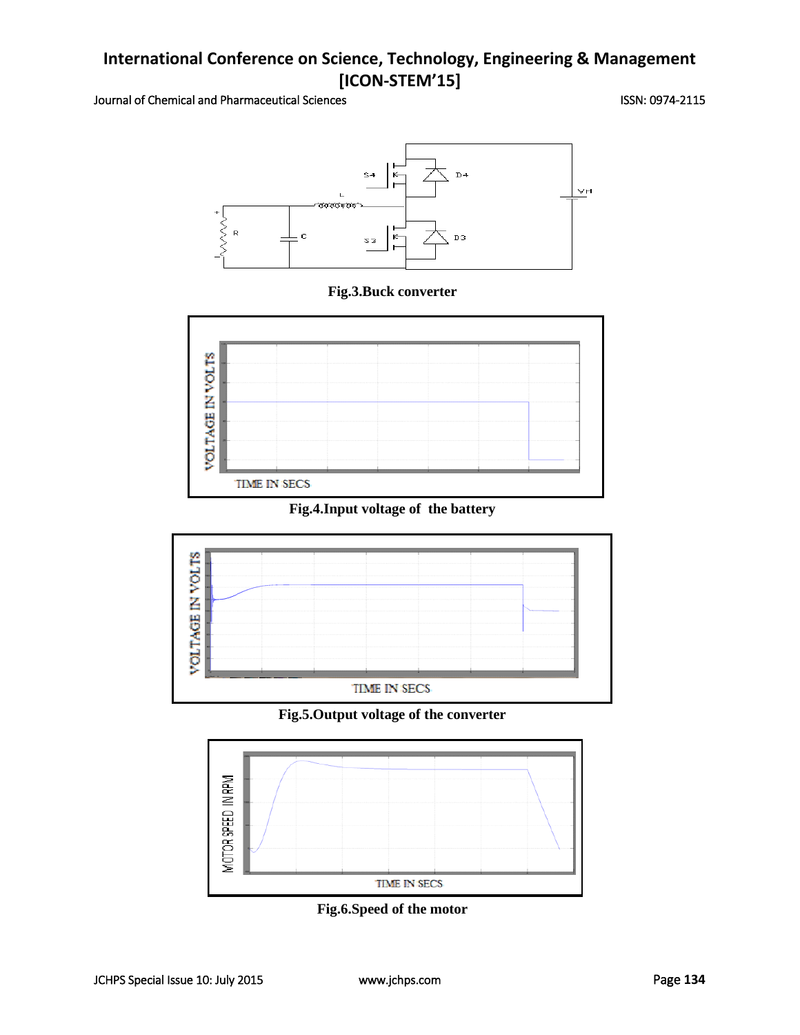S4 D4 L VH R C S3 D3

**Fig.3.Buck converter**

VOLTAGE IN VOLTS

TIME IN SECS

**Fig.4.Input voltage of the battery**

VOLTAGE IN VOLTS

TIME IN SECS

**Fig.5.Output voltage of the converter**

MOTOR SPEED IN RPM

TIME IN SECS

**Fig.6.Speed of the motor**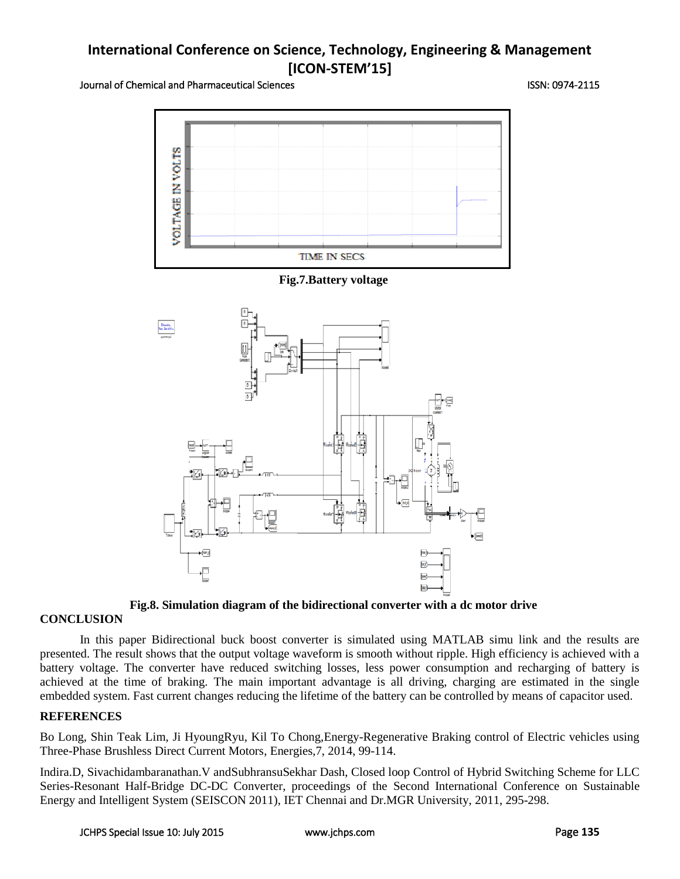VOLTAGE IN VOLTS

TIME IN SECS

**Fig.7.Battery voltage**

**Fig.8. Simulation diagram of the bidirectional converter with a dc motor drive**

## CONCLUSION

In this paper Bidirectional buck boost converter is simulated using MATLAB simu link and the results are presented. The result shows that the output voltage waveform is smooth without ripple. High efficiency is achieved with a battery voltage. The converter have reduced switching losses, less power consumption and recharging of battery is achieved at the time of braking. The main important advantage is all driving, charging are estimated in the single embedded system. Fast current changes reducing the lifetime of the battery can be controlled by means of capacitor used.

## REFERENCES

Bo Long, Shin Teak Lim, Ji HyoungRyu, Kil To Chong,Energy-Regenerative Braking control of Electric vehicles using Three-Phase Brushless Direct Current Motors, Energies,7, 2014, 99-114.

Indira.D, Sivachidambaranathan.V andSubhransuSekhar Dash, Closed loop Control of Hybrid Switching Scheme for LLC Series-Resonant Half-Bridge DC-DC Converter, proceedings of the Second International Conference on Sustainable Energy and Intelligent System (SEISCON 2011), IET Chennai and Dr.MGR University, 2011, 295-298.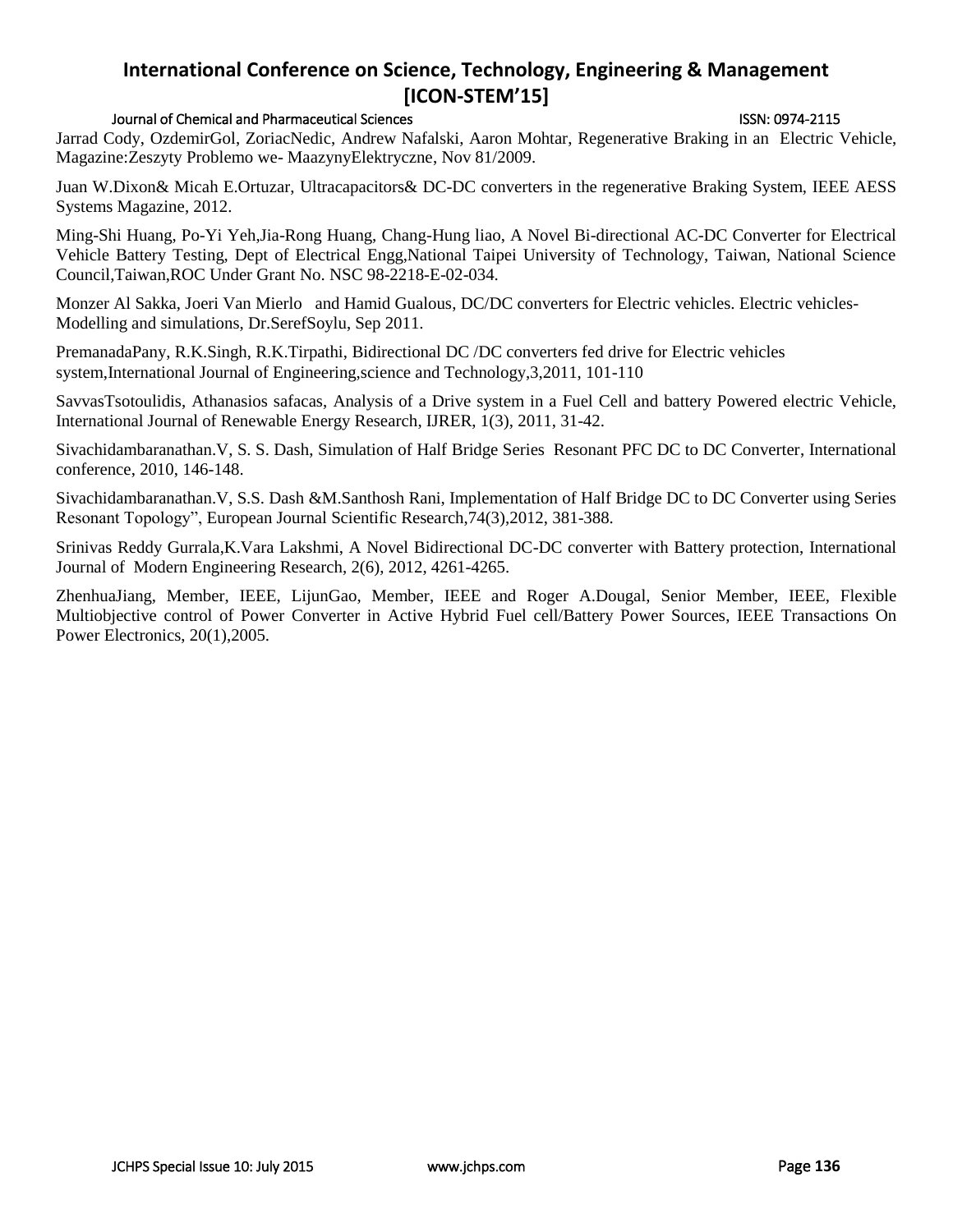Jarrad Cody, OzdemirGol, ZoriacNedic, Andrew Nafalski, Aaron Mohtar, Regenerative Braking in an Electric Vehicle, Magazine:Zeszyty Problemo we- MaazynyElektryczne, Nov 81/2009.

Juan W.Dixon& Micah E.Ortuzar, Ultracapacitors& DC-DC converters in the regenerative Braking System, IEEE AESS Systems Magazine, 2012.

Ming-Shi Huang, Po-Yi Yeh,Jia-Rong Huang, Chang-Hung liao, A Novel Bi-directional AC-DC Converter for Electrical Vehicle Battery Testing, Dept of Electrical Engg,National Taipei University of Technology, Taiwan, National Science Council,Taiwan,ROC Under Grant No. NSC 98-2218-E-02-034.

Monzer Al Sakka, Joeri Van Mierlo and Hamid Gualous, DC/DC converters for Electric vehicles. Electric vehicles-Modelling and simulations, Dr.SerefSoylu, Sep 2011.

PremanadaPany, R.K.Singh, R.K.Tirpathi, Bidirectional DC /DC converters fed drive for Electric vehicles system,International Journal of Engineering,science and Technology,3,2011, 101-110

SavvasTsotoulidis, Athanasios safacas, Analysis of a Drive system in a Fuel Cell and battery Powered electric Vehicle, International Journal of Renewable Energy Research, IJRER, 1(3), 2011, 31-42.

Sivachidambaranathan.V, S. S. Dash, Simulation of Half Bridge Series Resonant PFC DC to DC Converter, International conference, 2010, 146-148.

Sivachidambaranathan.V, S.S. Dash &M.Santhosh Rani, Implementation of Half Bridge DC to DC Converter using Series Resonant Topology", European Journal Scientific Research,74(3),2012, 381-388.

Srinivas Reddy Gurrala,K.Vara Lakshmi, A Novel Bidirectional DC-DC converter with Battery protection, International Journal of Modern Engineering Research, 2(6), 2012, 4261-4265.

ZhenhuaJiang, Member, IEEE, LijunGao, Member, IEEE and Roger A.Dougal, Senior Member, IEEE, Flexible Multiobjective control of Power Converter in Active Hybrid Fuel cell/Battery Power Sources, IEEE Transactions On Power Electronics, 20(1),2005.